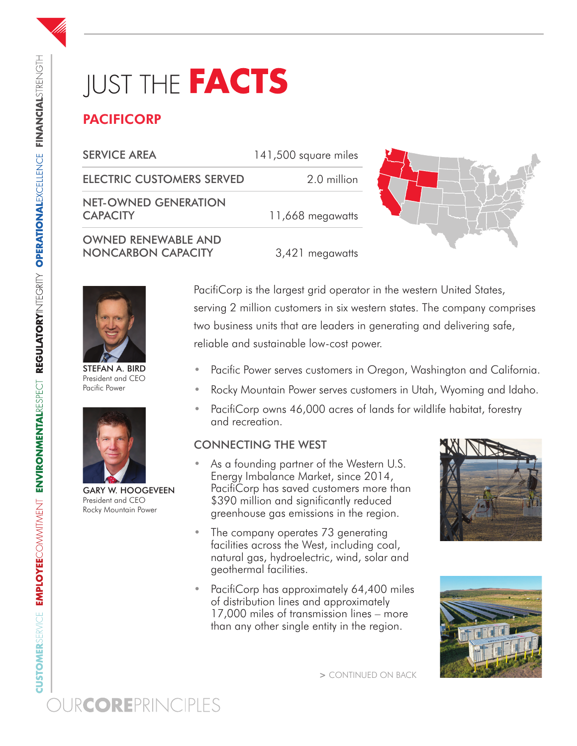# JUST THE **FACTS**

## PACIFICORP

| | |
|---|---|
| SERVICE AREA | 141,500 square miles |
| ELECTRIC CUSTOMERS SERVED | 2.0 million |
| NET-OWNED GENERATION CAPACITY | 11,668 megawatts |
| OWNED RENEWABLE AND NONCARBON CAPACITY | 3,421 megawatts |

**STEFAN A. BIRD**
President and CEO
Pacific Power

**GARY W. HOOGEVEEN**
President and CEO
Rocky Mountain Power

PacifiCorp is the largest grid operator in the western United States, serving 2 million customers in six western states. The company comprises two business units that are leaders in generating and delivering safe, reliable and sustainable low-cost power.

- Pacific Power serves customers in Oregon, Washington and California.
- Rocky Mountain Power serves customers in Utah, Wyoming and Idaho.
- PacifiCorp owns 46,000 acres of lands for wildlife habitat, forestry and recreation.

### CONNECTING THE WEST

- As a founding partner of the Western U.S. Energy Imbalance Market, since 2014, PacifiCorp has saved customers more than $390 million and significantly reduced greenhouse gas emissions in the region.
- The company operates 73 generating facilities across the West, including coal, natural gas, hydroelectric, wind, solar and geothermal facilities.
- PacifiCorp has approximately 64,400 miles of distribution lines and approximately 17,000 miles of transmission lines – more than any other single entity in the region.

> CONTINUED ON BACK

CUSTOMERSERVICE EMPLOYEECOMMITMENT ENVIRONMENTALRESPECT REGULATORYINTEGRITY OPERATIONALEXCELLENCE FINANCIALSTRENGTH

OURCOREPRINCIPLES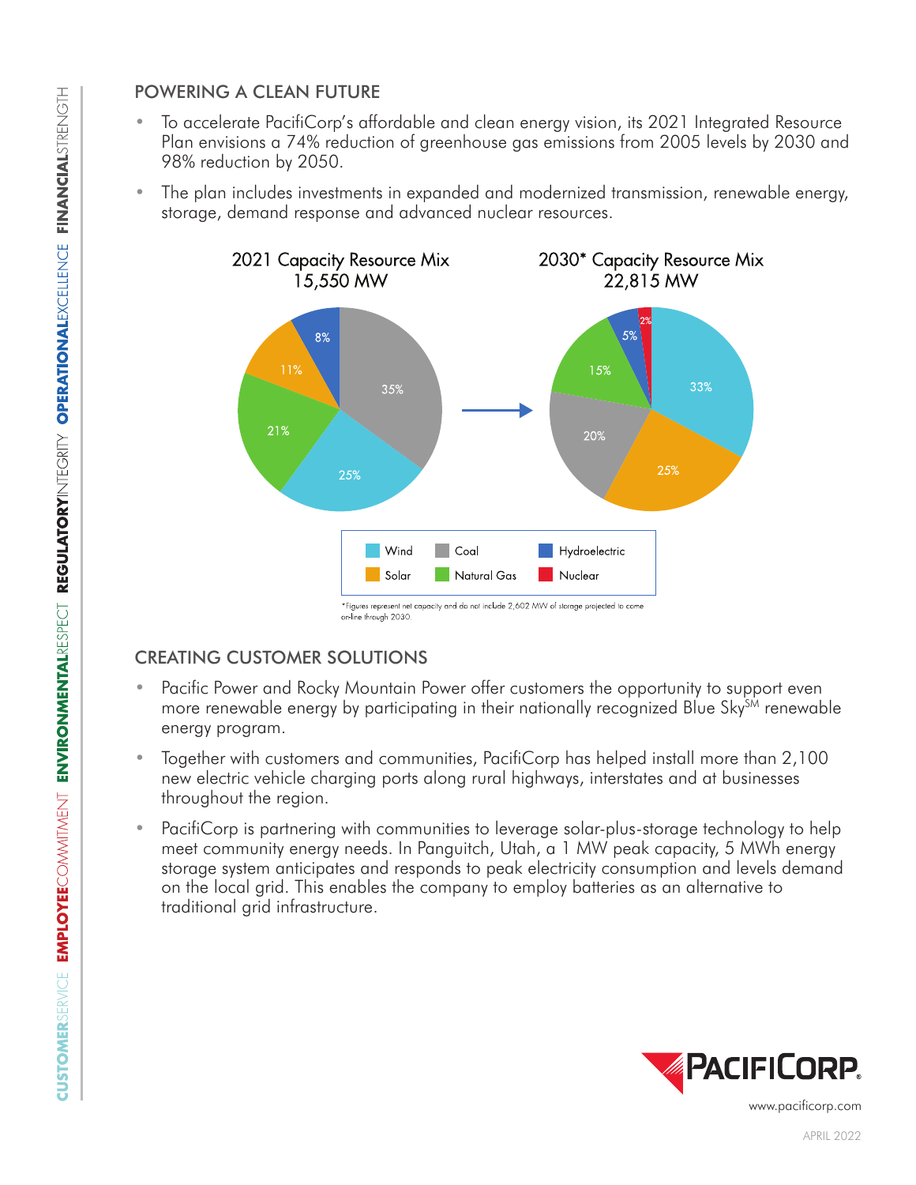## POWERING A CLEAN FUTURE

- To accelerate PacifiCorp's affordable and clean energy vision, its 2021 Integrated Resource Plan envisions a 74% reduction of greenhouse gas emissions from 2005 levels by 2030 and 98% reduction by 2050.
- The plan includes investments in expanded and modernized transmission, renewable energy, storage, demand response and advanced nuclear resources.

2021 Capacity Resource Mix
15,550 MW

35%
25%
21%
11%
8%

2030* Capacity Resource Mix
22,815 MW

33%
25%
20%
15%
5%
2%

Wind
Coal
Hydroelectric
Solar
Natural Gas
Nuclear

*Figures represent net capacity and do not include 2,602 MW of storage projected to come on-line through 2030.

## CREATING CUSTOMER SOLUTIONS

- Pacific Power and Rocky Mountain Power offer customers the opportunity to support even more renewable energy by participating in their nationally recognized Blue Sky[SM] renewable energy program.
- Together with customers and communities, PacifiCorp has helped install more than 2,100 new electric vehicle charging ports along rural highways, interstates and at businesses throughout the region.
- PacifiCorp is partnering with communities to leverage solar-plus-storage technology to help meet community energy needs. In Panguitch, Utah, a 1 MW peak capacity, 5 MWh energy storage system anticipates and responds to peak electricity consumption and levels demand on the local grid. This enables the company to employ batteries as an alternative to traditional grid infrastructure.

PACIFICORP
www.pacificorp.com

APRIL 2022